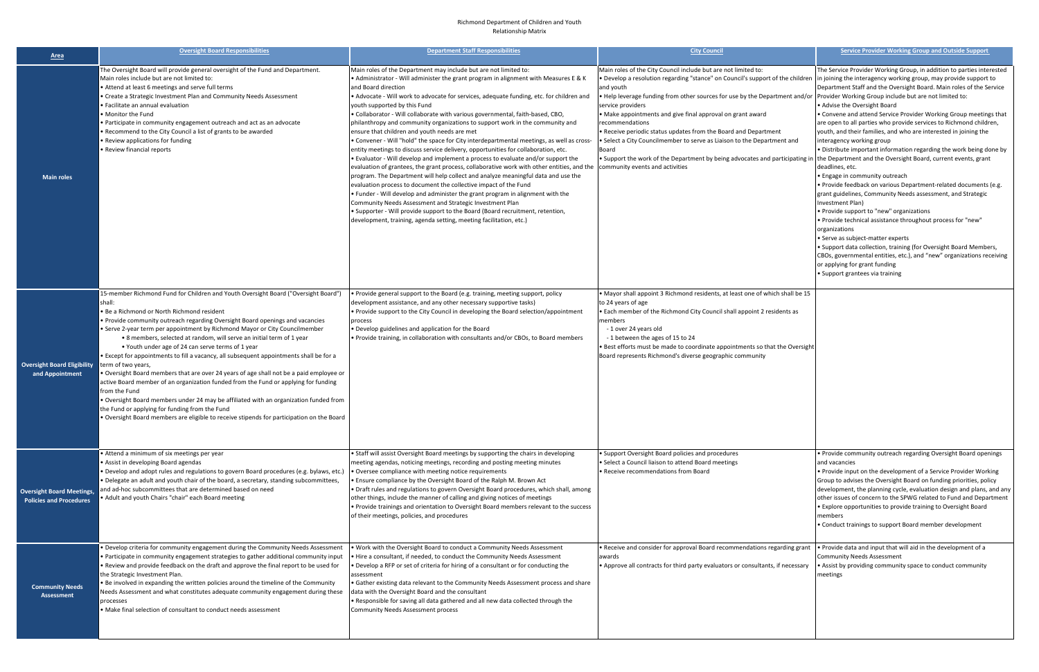# Richmond Department of Children and Youth

## Relationship Matrix

| Area | Oversight Board Responsibilities | Department Staff Responsibilities | City Council | Service Provider Working Group and Outside Support |
|---|---|---|---|---|
| **Main roles** | The Oversight Board will provide general oversight of the Fund and Department. Main roles include but are not limited to:<br>• Attend at least 6 meetings and serve full terms<br>• Create a Strategic Investment Plan and Community Needs Assessment<br>• Facilitate an annual evaluation<br>• Monitor the Fund<br>• Participate in community engagement outreach and act as an advocate<br>• Recommend to the City Council a list of grants to be awarded<br>• Review applications for funding<br>• Review financial reports | Main roles of the Department may include but are not limited to:<br>• Administrator - Will administer the grant program in alignment with Measures E & K and Board direction<br>• Advocate - Will work to advocate for services, adequate funding, etc. for children and youth supported by this Fund<br>• Collaborator - Will collaborate with various governmental, faith-based, CBO, philanthropy and community organizations to support work in the community and ensure that children and youth needs are met<br>• Convener - Will "hold" the space for City interdepartmental meetings, as well as cross-entity meetings to discuss service delivery, opportunities for collaboration, etc.<br>• Evaluator - Will develop and implement a process to evaluate and/or support the evaluation of grantees, the grant process, collaborative work with other entities, and the program. The Department will help collect and analyze meaningful data and use the evaluation process to document the collective impact of the Fund<br>• Funder - Will develop and administer the grant program in alignment with the Community Needs Assessment and Strategic Investment Plan<br>• Supporter - Will provide support to the Board (Board recruitment, retention, development, training, agenda setting, meeting facilitation, etc.) | Main roles of the City Council include but are not limited to:<br>• Develop a resolution regarding "stance" on Council's support of the children and youth<br>• Help leverage funding from other sources for use by the Department and/or service providers<br>• Make appointments and give final approval on grant award recommendations<br>• Receive periodic status updates from the Board and Department<br>• Select a City Councilmember to serve as Liaison to the Department and Board<br>• Support the work of the Department by being advocates and participating in community events and activities | The Service Provider Working Group, in addition to parties interested in joining the interagency working group, may provide support to Department Staff and the Oversight Board. Main roles of the Service Provider Working Group include but are not limited to:<br>• Advise the Oversight Board<br>• Convene and attend Service Provider Working Group meetings that are open to all parties who provide services to Richmond children, youth, and their families, and who are interested in joining the interagency working group<br>• Distribute important information regarding the work being done by the Department and the Oversight Board, current events, grant deadlines, etc.<br>• Engage in community outreach<br>• Provide feedback on various Department-related documents (e.g. grant guidelines, Community Needs assessment, and Strategic Investment Plan)<br>• Provide support to "new" organizations<br>• Provide technical assistance throughout process for "new" organizations<br>• Serve as subject-matter experts<br>• Support data collection, training (for Oversight Board Members, CBOs, governmental entities, etc.), and "new" organizations receiving or applying for grant funding<br>• Support grantees via training |
| **Oversight Board Eligibility and Appointment** | 15-member Richmond Fund for Children and Youth Oversight Board ("Oversight Board") shall:<br>• Be a Richmond or North Richmond resident<br>• Provide community outreach regarding Oversight Board openings and vacancies<br>• Serve 2-year term per appointment by Richmond Mayor or City Councilmember<br>&nbsp;&nbsp;• 8 members, selected at random, will serve an initial term of 1 year<br>&nbsp;&nbsp;• Youth under age of 24 can serve terms of 1 year<br>• Except for appointments to fill a vacancy, all subsequent appointments shall be for a term of two years,<br>• Oversight Board members that are over 24 years of age shall not be a paid employee or active Board member of an organization funded from the Fund or applying for funding from the Fund<br>• Oversight Board members under 24 may be affiliated with an organization funded from the Fund or applying for funding from the Fund<br>• Oversight Board members are eligible to receive stipends for participation on the Board | • Provide general support to the Board (e.g. training, meeting support, policy development assistance, and any other necessary supportive tasks)<br>• Provide support to the City Council in developing the Board selection/appointment process<br>• Develop guidelines and application for the Board<br>• Provide training, in collaboration with consultants and/or CBOs, to Board members | • Mayor shall appoint 3 Richmond residents, at least one of which shall be 15 to 24 years of age<br>• Each member of the Richmond City Council shall appoint 2 residents as members<br>&nbsp;&nbsp;- 1 over 24 years old<br>&nbsp;&nbsp;- 1 between the ages of 15 to 24<br>• Best efforts must be made to coordinate appointments so that the Oversight Board represents Richmond's diverse geographic community | |
| **Oversight Board Meetings, Policies and Procedures** | • Attend a minimum of six meetings per year<br>• Assist in developing Board agendas<br>• Develop and adopt rules and regulations to govern Board procedures (e.g. bylaws, etc.)<br>• Delegate an adult and youth chair of the board, a secretary, standing subcommittees, and ad-hoc subcommittees that are determined based on need<br>• Adult and youth Chairs "chair" each Board meeting | • Staff will assist Oversight Board meetings by supporting the chairs in developing meeting agendas, noticing meetings, recording and posting meeting minutes<br>• Oversee compliance with meeting notice requirements<br>• Ensure compliance by the Oversight Board of the Ralph M. Brown Act<br>• Draft rules and regulations to govern Oversight Board procedures, which shall, among other things, include the manner of calling and giving notices of meetings<br>• Provide trainings and orientation to Oversight Board members relevant to the success of their meetings, policies, and procedures | • Support Oversight Board policies and procedures<br>• Select a Council liaison to attend Board meetings<br>• Receive recommendations from Board | • Provide community outreach regarding Oversight Board openings and vacancies<br>• Provide input on the development of a Service Provider Working Group to advises the Oversight Board on funding priorities, policy development, the planning cycle, evaluation design and plans, and any other issues of concern to the SPWG related to Fund and Department<br>• Explore opportunities to provide training to Oversight Board members<br>• Conduct trainings to support Board member development |
| **Community Needs Assessment** | • Develop criteria for community engagement during the Community Needs Assessment<br>• Participate in community engagement strategies to gather additional community input<br>• Review and provide feedback on the draft and approve the final report to be used for the Strategic Investment Plan.<br>• Be involved in expanding the written policies around the timeline of the Community Needs Assessment and what constitutes adequate community engagement during these processes<br>• Make final selection of consultant to conduct needs assessment | • Work with the Oversight Board to conduct a Community Needs Assessment<br>• Hire a consultant, if needed, to conduct the Community Needs Assessment<br>• Develop a RFP or set of criteria for hiring of a consultant or for conducting the assessment<br>• Gather existing data relevant to the Community Needs Assessment process and share data with the Oversight Board and the consultant<br>• Responsible for saving all data gathered and all new data collected through the Community Needs Assessment process | • Receive and consider for approval Board recommendations regarding grant awards<br>• Approve all contracts for third party evaluators or consultants, if necessary | • Provide data and input that will aid in the development of a Community Needs Assessment<br>• Assist by providing community space to conduct community meetings |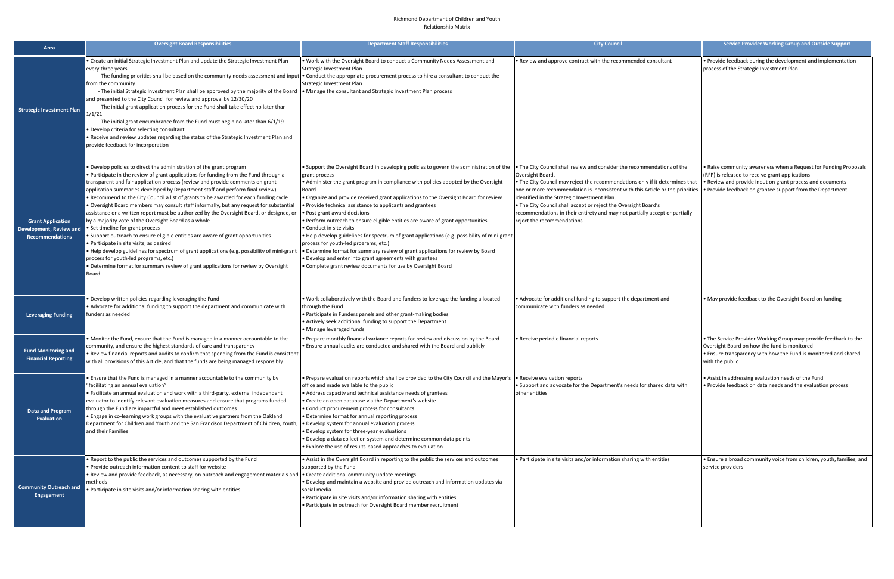Richmond Department of Children and Youth
Relationship Matrix

| Area | Oversight Board Responsibilities | Department Staff Responsibilities | City Council | Service Provider Working Group and Outside Support |
|---|---|---|---|---|
| **Strategic Investment Plan** | • Create an initial Strategic Investment Plan and update the Strategic Investment Plan every three years<br>- The funding priorities shall be based on the community needs assessment and input from the community<br>- The initial Strategic Investment Plan shall be approved by the majority of the Board and presented to the City Council for review and approval by 12/30/20<br>- The initial grant application process for the Fund shall take effect no later than 1/1/21<br>- The initial grant encumbrance from the Fund must begin no later than 6/1/19<br>• Develop criteria for selecting consultant<br>• Receive and review updates regarding the status of the Strategic Investment Plan and provide feedback for incorporation | • Work with the Oversight Board to conduct a Community Needs Assessment and Strategic Investment Plan<br>• Conduct the appropriate procurement process to hire a consultant to conduct the Strategic Investment Plan<br>• Manage the consultant and Strategic Investment Plan process | • Review and approve contract with the recommended consultant | • Provide feedback during the development and implementation process of the Strategic Investment Plan |
| **Grant Application Development, Review and Recommendations** | • Develop policies to direct the administration of the grant program<br>• Participate in the review of grant applications for funding from the Fund through a transparent and fair application process (review and provide comments on grant application summaries developed by Department staff and perform final review)<br>• Recommend to the City Council a list of grants to be awarded for each funding cycle<br>• Oversight Board members may consult staff informally, but any request for substantial assistance or a written report must be authorized by the Oversight Board, or designee, or by a majority vote of the Oversight Board as a whole<br>• Set timeline for grant process<br>• Support outreach to ensure eligible entities are aware of grant opportunities<br>• Participate in site visits, as desired<br>• Help develop guidelines for spectrum of grant applications (e.g. possibility of mini-grant process for youth-led programs, etc.)<br>• Determine format for summary review of grant applications for review by Oversight Board | • Support the Oversight Board in developing policies to govern the administration of the grant process<br>• Administer the grant program in compliance with policies adopted by the Oversight Board<br>• Organize and provide received grant applications to the Oversight Board for review<br>• Provide technical assistance to applicants and grantees<br>• Post grant award decisions<br>• Perform outreach to ensure eligible entities are aware of grant opportunities<br>• Conduct in site visits<br>• Help develop guidelines for spectrum of grant applications (e.g. possibility of mini-grant process for youth-led programs, etc.)<br>• Determine format for summary review of grant applications for review by Board<br>• Develop and enter into grant agreements with grantees<br>• Complete grant review documents for use by Oversight Board | • The City Council shall review and consider the recommendations of the Oversight Board.<br>• The City Council may reject the recommendations only if it determines that one or more recommendation is inconsistent with this Article or the priorities identified in the Strategic Investment Plan.<br>• The City Council shall accept or reject the Oversight Board's recommendations in their entirety and may not partially accept or partially reject the recommendations. | • Raise community awareness when a Request for Funding Proposals (RFP) is released to receive grant applications<br>• Review and provide input on grant process and documents<br>• Provide feedback on grantee support from the Department |
| **Leveraging Funding** | • Develop written policies regarding leveraging the Fund<br>• Advocate for additional funding to support the department and communicate with funders as needed | • Work collaboratively with the Board and funders to leverage the funding allocated through the Fund<br>• Participate in Funders panels and other grant-making bodies<br>• Actively seek additional funding to support the Department<br>• Manage leveraged funds | • Advocate for additional funding to support the department and communicate with funders as needed | • May provide feedback to the Oversight Board on funding |
| **Fund Monitoring and Financial Reporting** | • Monitor the Fund, ensure that the Fund is managed in a manner accountable to the community, and ensure the highest standards of care and transparency<br>• Review financial reports and audits to confirm that spending from the Fund is consistent with all provisions of this Article, and that the funds are being managed responsibly | • Prepare monthly financial variance reports for review and discussion by the Board<br>• Ensure annual audits are conducted and shared with the Board and publicly | • Receive periodic financial reports | • The Service Provider Working Group may provide feedback to the Oversight Board on how the fund is monitored<br>• Ensure transparency with how the Fund is monitored and shared with the public |
| **Data and Program Evaluation** | • Ensure that the Fund is managed in a manner accountable to the community by "facilitating an annual evaluation"<br>• Facilitate an annual evaluation and work with a third-party, external independent evaluator to identify relevant evaluation measures and ensure that programs funded through the Fund are impactful and meet established outcomes<br>• Engage in co-learning work groups with the evaluative partners from the Oakland Department for Children and Youth and the San Francisco Department of Children, Youth, and their Families | • Prepare evaluation reports which shall be provided to the City Council and the Mayor's office and made available to the public<br>• Address capacity and technical assistance needs of grantees<br>• Create an open database via the Department's website<br>• Conduct procurement process for consultants<br>• Determine format for annual reporting process<br>• Develop system for annual evaluation process<br>• Develop system for three-year evaluations<br>• Develop a data collection system and determine common data points<br>• Explore the use of results-based approaches to evaluation | • Receive evaluation reports<br>• Support and advocate for the Department's needs for shared data with other entities | • Assist in addressing evaluation needs of the Fund<br>• Provide feedback on data needs and the evaluation process |
| **Community Outreach and Engagement** | • Report to the public the services and outcomes supported by the Fund<br>• Provide outreach information content to staff for website<br>• Review and provide feedback, as necessary, on outreach and engagement materials and methods<br>• Participate in site visits and/or information sharing with entities | • Assist in the Oversight Board in reporting to the public the services and outcomes supported by the Fund<br>• Create additional community update meetings<br>• Develop and maintain a website and provide outreach and information updates via social media<br>• Participate in site visits and/or information sharing with entities<br>• Participate in outreach for Oversight Board member recruitment | • Participate in site visits and/or information sharing with entities | • Ensure a broad community voice from children, youth, families, and service providers |